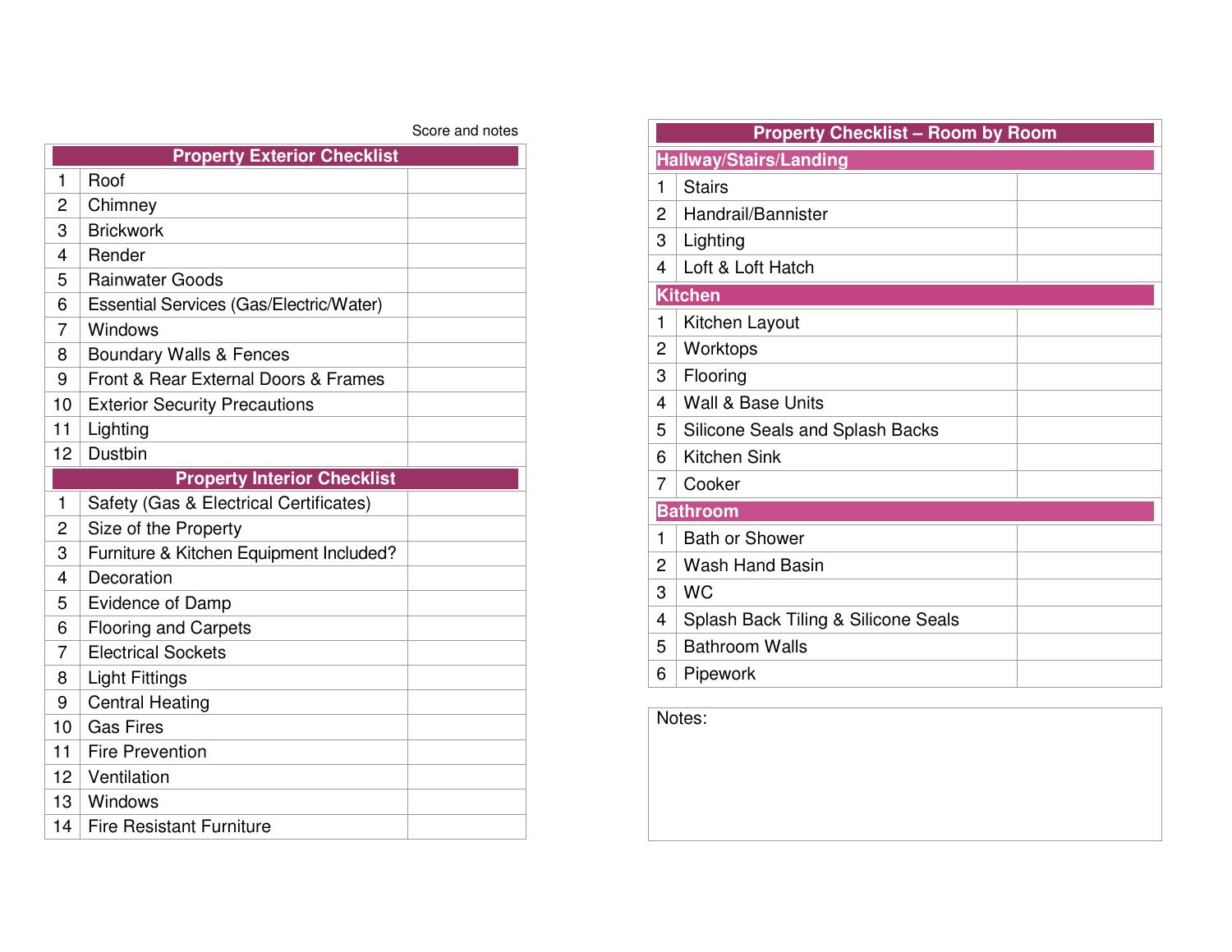Score and notes

| | Property Exterior Checklist | |
|---|---|---|
| 1 | Roof | |
| 2 | Chimney | |
| 3 | Brickwork | |
| 4 | Render | |
| 5 | Rainwater Goods | |
| 6 | Essential Services (Gas/Electric/Water) | |
| 7 | Windows | |
| 8 | Boundary Walls & Fences | |
| 9 | Front & Rear External Doors & Frames | |
| 10 | Exterior Security Precautions | |
| 11 | Lighting | |
| 12 | Dustbin | |
| | **Property Interior Checklist** | |
| 1 | Safety (Gas & Electrical Certificates) | |
| 2 | Size of the Property | |
| 3 | Furniture & Kitchen Equipment Included? | |
| 4 | Decoration | |
| 5 | Evidence of Damp | |
| 6 | Flooring and Carpets | |
| 7 | Electrical Sockets | |
| 8 | Light Fittings | |
| 9 | Central Heating | |
| 10 | Gas Fires | |
| 11 | Fire Prevention | |
| 12 | Ventilation | |
| 13 | Windows | |
| 14 | Fire Resistant Furniture | |

| | Property Checklist – Room by Room | |
|---|---|---|
| | **Hallway/Stairs/Landing** | |
| 1 | Stairs | |
| 2 | Handrail/Bannister | |
| 3 | Lighting | |
| 4 | Loft & Loft Hatch | |
| | **Kitchen** | |
| 1 | Kitchen Layout | |
| 2 | Worktops | |
| 3 | Flooring | |
| 4 | Wall & Base Units | |
| 5 | Silicone Seals and Splash Backs | |
| 6 | Kitchen Sink | |
| 7 | Cooker | |
| | **Bathroom** | |
| 1 | Bath or Shower | |
| 2 | Wash Hand Basin | |
| 3 | WC | |
| 4 | Splash Back Tiling & Silicone Seals | |
| 5 | Bathroom Walls | |
| 6 | Pipework | |

Notes: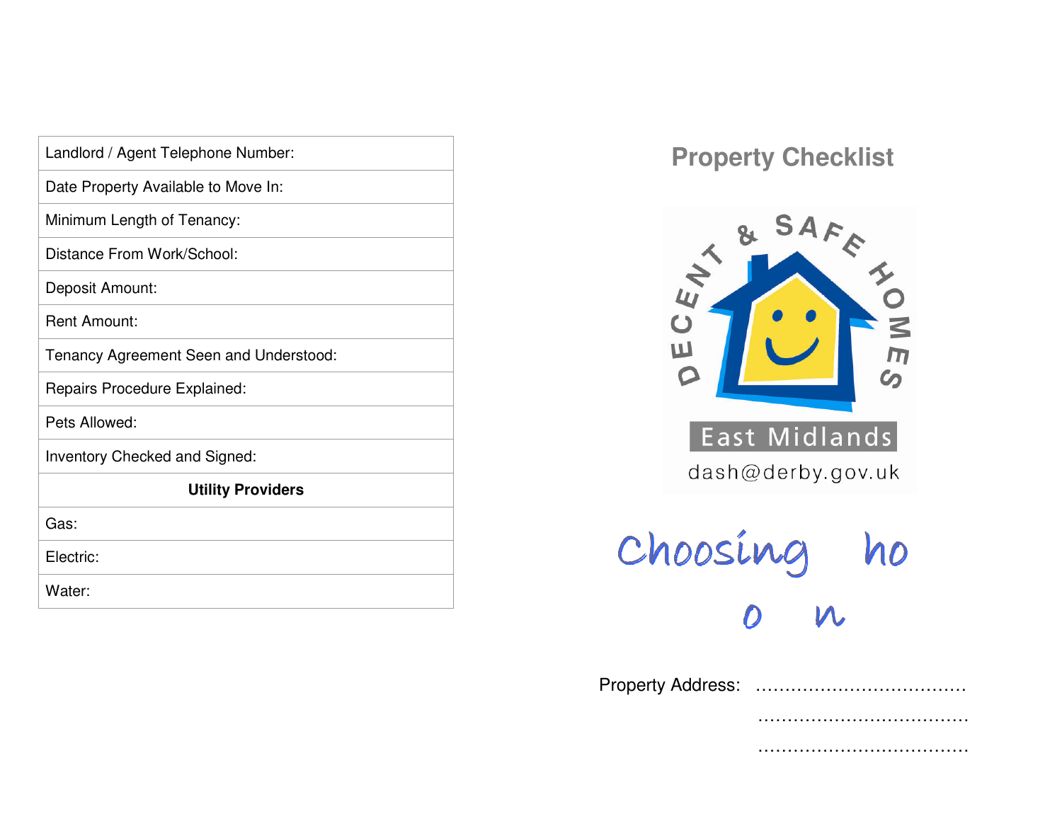| | |
|---|---|
| Landlord / Agent Telephone Number: | |
| Date Property Available to Move In: | |
| Minimum Length of Tenancy: | |
| Distance From Work/School: | |
| Deposit Amount: | |
| Rent Amount: | |
| Tenancy Agreement Seen and Understood: | |
| Repairs Procedure Explained: | |
| Pets Allowed: | |
| Inventory Checked and Signed: | |
| **Utility Providers** | |
| Gas: | |
| Electric: | |
| Water: | |

# Property Checklist

DECENT & SAFE HOMES

East Midlands

dash@derby.gov.uk

Choosing ho
o n

Property Address: ………………………………
………………………………
………………………………